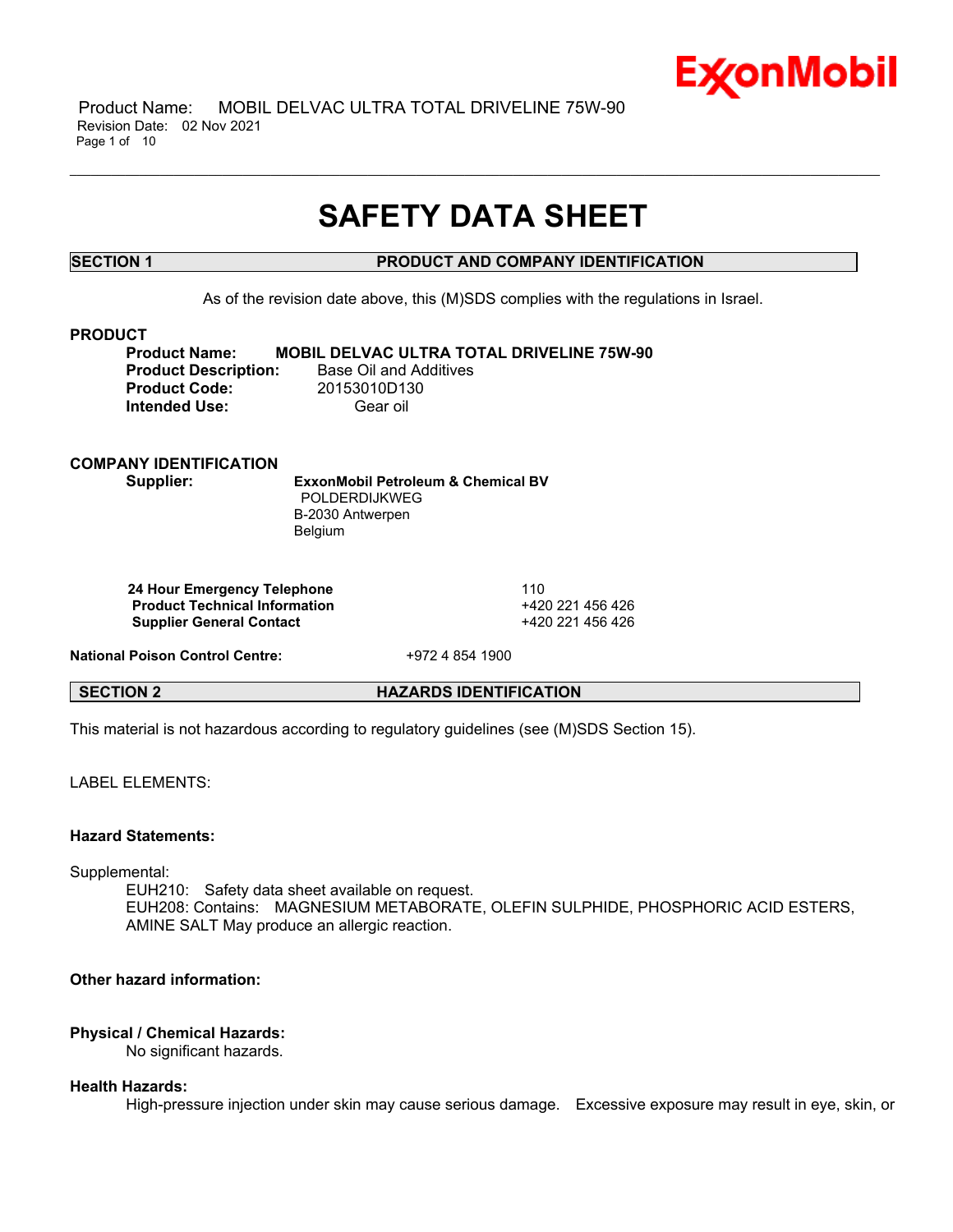# SAFETY DATA SHEET

## SECTION 1 PRODUCT AND COMPANY IDENTIFICATION

As of the revision date above, this (M)SDS complies with the regulations in Israel.

### PRODUCT

**Product Name:** **MOBIL DELVAC ULTRA TOTAL DRIVELINE 75W-90**
**Product Description:** Base Oil and Additives
**Product Code:** 20153010D130
**Intended Use:** Gear oil

### COMPANY IDENTIFICATION

**Supplier:** **ExxonMobil Petroleum & Chemical BV**
POLDERDIJKWEG
B-2030 Antwerpen
Belgium

| | |
|---|---|
| **24 Hour Emergency Telephone** | 110 |
| **Product Technical Information** | +420 221 456 426 |
| **Supplier General Contact** | +420 221 456 426 |

**National Poison Control Centre:** +972 4 854 1900

## SECTION 2 HAZARDS IDENTIFICATION

This material is not hazardous according to regulatory guidelines (see (M)SDS Section 15).

LABEL ELEMENTS:

**Hazard Statements:**

Supplemental:

EUH210: Safety data sheet available on request.
EUH208: Contains: MAGNESIUM METABORATE, OLEFIN SULPHIDE, PHOSPHORIC ACID ESTERS, AMINE SALT May produce an allergic reaction.

**Other hazard information:**

**Physical / Chemical Hazards:**
No significant hazards.

**Health Hazards:**
High-pressure injection under skin may cause serious damage. Excessive exposure may result in eye, skin, or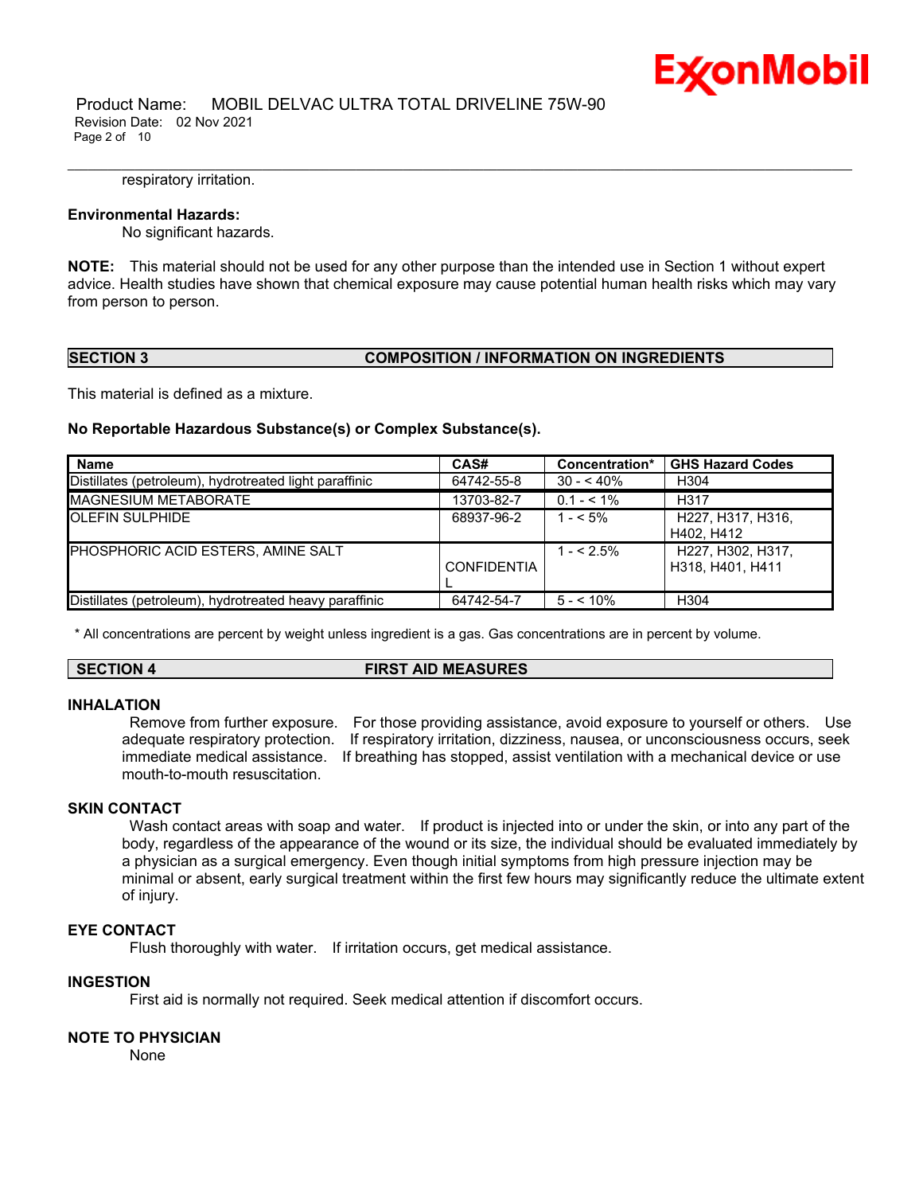respiratory irritation.

**Environmental Hazards:**

No significant hazards.

**NOTE:** This material should not be used for any other purpose than the intended use in Section 1 without expert advice. Health studies have shown that chemical exposure may cause potential human health risks which may vary from person to person.

## SECTION 3 COMPOSITION / INFORMATION ON INGREDIENTS

This material is defined as a mixture.

**No Reportable Hazardous Substance(s) or Complex Substance(s).**

| Name | CAS# | Concentration* | GHS Hazard Codes |
|---|---|---|---|
| Distillates (petroleum), hydrotreated light paraffinic | 64742-55-8 | 30 - < 40% | H304 |
| MAGNESIUM METABORATE | 13703-82-7 | 0.1 - < 1% | H317 |
| OLEFIN SULPHIDE | 68937-96-2 | 1 - < 5% | H227, H317, H316, H402, H412 |
| PHOSPHORIC ACID ESTERS, AMINE SALT | CONFIDENTIAL | 1 - < 2.5% | H227, H302, H317, H318, H401, H411 |
| Distillates (petroleum), hydrotreated heavy paraffinic | 64742-54-7 | 5 - < 10% | H304 |

\* All concentrations are percent by weight unless ingredient is a gas. Gas concentrations are in percent by volume.

## SECTION 4 FIRST AID MEASURES

### INHALATION

Remove from further exposure. For those providing assistance, avoid exposure to yourself or others. Use adequate respiratory protection. If respiratory irritation, dizziness, nausea, or unconsciousness occurs, seek immediate medical assistance. If breathing has stopped, assist ventilation with a mechanical device or use mouth-to-mouth resuscitation.

### SKIN CONTACT

Wash contact areas with soap and water. If product is injected into or under the skin, or into any part of the body, regardless of the appearance of the wound or its size, the individual should be evaluated immediately by a physician as a surgical emergency. Even though initial symptoms from high pressure injection may be minimal or absent, early surgical treatment within the first few hours may significantly reduce the ultimate extent of injury.

### EYE CONTACT

Flush thoroughly with water. If irritation occurs, get medical assistance.

### INGESTION

First aid is normally not required. Seek medical attention if discomfort occurs.

### NOTE TO PHYSICIAN

None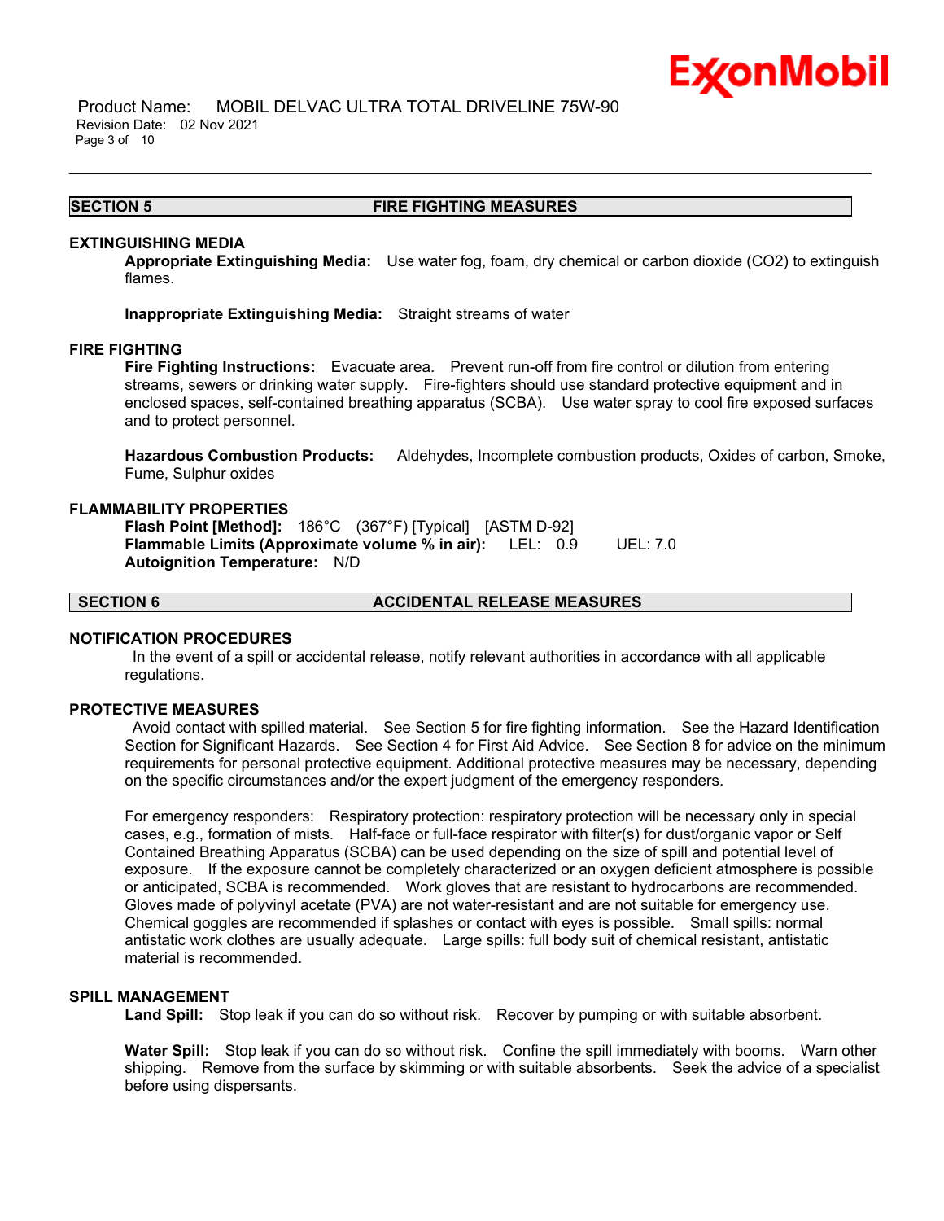## SECTION 5 FIRE FIGHTING MEASURES

### EXTINGUISHING MEDIA

**Appropriate Extinguishing Media:** Use water fog, foam, dry chemical or carbon dioxide ($CO_2$) to extinguish flames.

**Inappropriate Extinguishing Media:** Straight streams of water

### FIRE FIGHTING

**Fire Fighting Instructions:** Evacuate area. Prevent run-off from fire control or dilution from entering streams, sewers or drinking water supply. Fire-fighters should use standard protective equipment and in enclosed spaces, self-contained breathing apparatus (SCBA). Use water spray to cool fire exposed surfaces and to protect personnel.

**Hazardous Combustion Products:** Aldehydes, Incomplete combustion products, Oxides of carbon, Smoke, Fume, Sulphur oxides

### FLAMMABILITY PROPERTIES

**Flash Point [Method]:** 186°C (367°F) [Typical] [ASTM D-92]
**Flammable Limits (Approximate volume % in air):** LEL: 0.9 UEL: 7.0
**Autoignition Temperature:** N/D

## SECTION 6 ACCIDENTAL RELEASE MEASURES

### NOTIFICATION PROCEDURES

In the event of a spill or accidental release, notify relevant authorities in accordance with all applicable regulations.

### PROTECTIVE MEASURES

Avoid contact with spilled material. See Section 5 for fire fighting information. See the Hazard Identification Section for Significant Hazards. See Section 4 for First Aid Advice. See Section 8 for advice on the minimum requirements for personal protective equipment. Additional protective measures may be necessary, depending on the specific circumstances and/or the expert judgment of the emergency responders.

For emergency responders: Respiratory protection: respiratory protection will be necessary only in special cases, e.g., formation of mists. Half-face or full-face respirator with filter(s) for dust/organic vapor or Self Contained Breathing Apparatus (SCBA) can be used depending on the size of spill and potential level of exposure. If the exposure cannot be completely characterized or an oxygen deficient atmosphere is possible or anticipated, SCBA is recommended. Work gloves that are resistant to hydrocarbons are recommended. Gloves made of polyvinyl acetate (PVA) are not water-resistant and are not suitable for emergency use. Chemical goggles are recommended if splashes or contact with eyes is possible. Small spills: normal antistatic work clothes are usually adequate. Large spills: full body suit of chemical resistant, antistatic material is recommended.

### SPILL MANAGEMENT

**Land Spill:** Stop leak if you can do so without risk. Recover by pumping or with suitable absorbent.

**Water Spill:** Stop leak if you can do so without risk. Confine the spill immediately with booms. Warn other shipping. Remove from the surface by skimming or with suitable absorbents. Seek the advice of a specialist before using dispersants.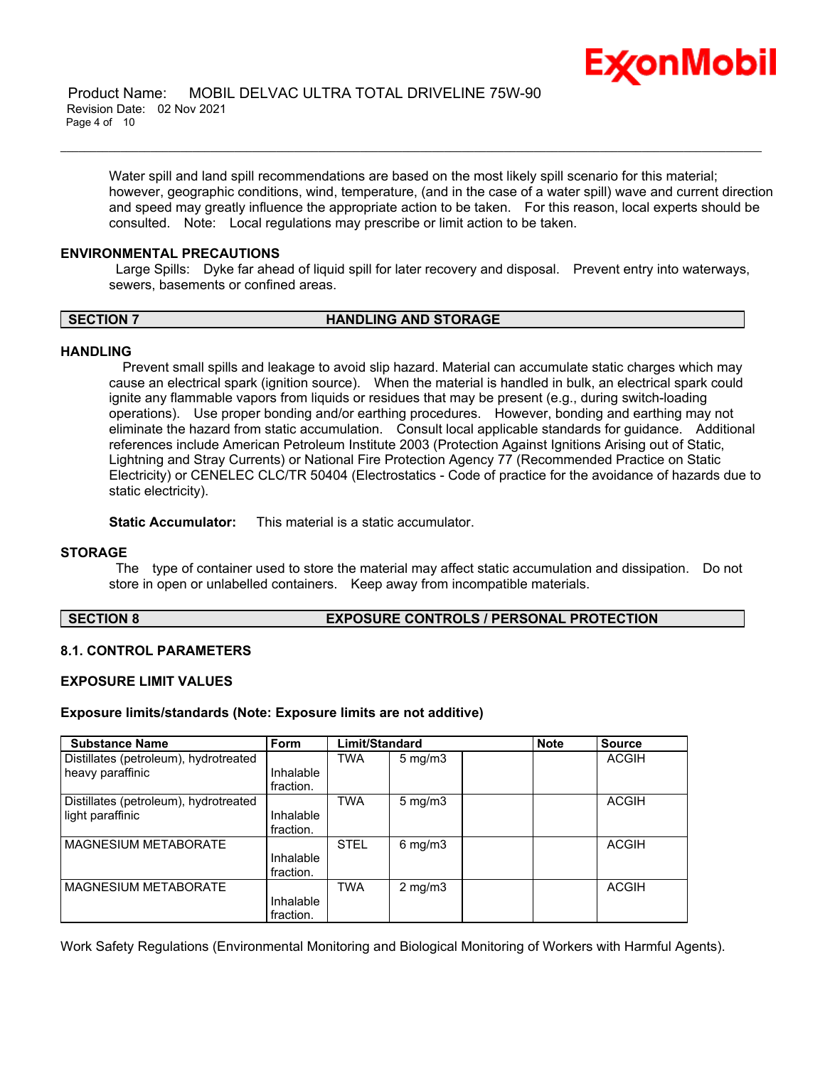Water spill and land spill recommendations are based on the most likely spill scenario for this material; however, geographic conditions, wind, temperature, (and in the case of a water spill) wave and current direction and speed may greatly influence the appropriate action to be taken. For this reason, local experts should be consulted. Note: Local regulations may prescribe or limit action to be taken.

### ENVIRONMENTAL PRECAUTIONS

Large Spills: Dyke far ahead of liquid spill for later recovery and disposal. Prevent entry into waterways, sewers, basements or confined areas.

## SECTION 7 HANDLING AND STORAGE

### HANDLING

Prevent small spills and leakage to avoid slip hazard. Material can accumulate static charges which may cause an electrical spark (ignition source). When the material is handled in bulk, an electrical spark could ignite any flammable vapors from liquids or residues that may be present (e.g., during switch-loading operations). Use proper bonding and/or earthing procedures. However, bonding and earthing may not eliminate the hazard from static accumulation. Consult local applicable standards for guidance. Additional references include American Petroleum Institute 2003 (Protection Against Ignitions Arising out of Static, Lightning and Stray Currents) or National Fire Protection Agency 77 (Recommended Practice on Static Electricity) or CENELEC CLC/TR 50404 (Electrostatics - Code of practice for the avoidance of hazards due to static electricity).

**Static Accumulator:** This material is a static accumulator.

### STORAGE

The type of container used to store the material may affect static accumulation and dissipation. Do not store in open or unlabelled containers. Keep away from incompatible materials.

## SECTION 8 EXPOSURE CONTROLS / PERSONAL PROTECTION

### 8.1. CONTROL PARAMETERS

### EXPOSURE LIMIT VALUES

**Exposure limits/standards (Note: Exposure limits are not additive)**

| Substance Name | Form | Limit/Standard | | | Note | Source |
|---|---|---|---|---|---|---|
| Distillates (petroleum), hydrotreated heavy paraffinic | Inhalable fraction. | TWA | 5 mg/m3 | | | ACGIH |
| Distillates (petroleum), hydrotreated light paraffinic | Inhalable fraction. | TWA | 5 mg/m3 | | | ACGIH |
| MAGNESIUM METABORATE | Inhalable fraction. | STEL | 6 mg/m3 | | | ACGIH |
| MAGNESIUM METABORATE | Inhalable fraction. | TWA | 2 mg/m3 | | | ACGIH |

Work Safety Regulations (Environmental Monitoring and Biological Monitoring of Workers with Harmful Agents).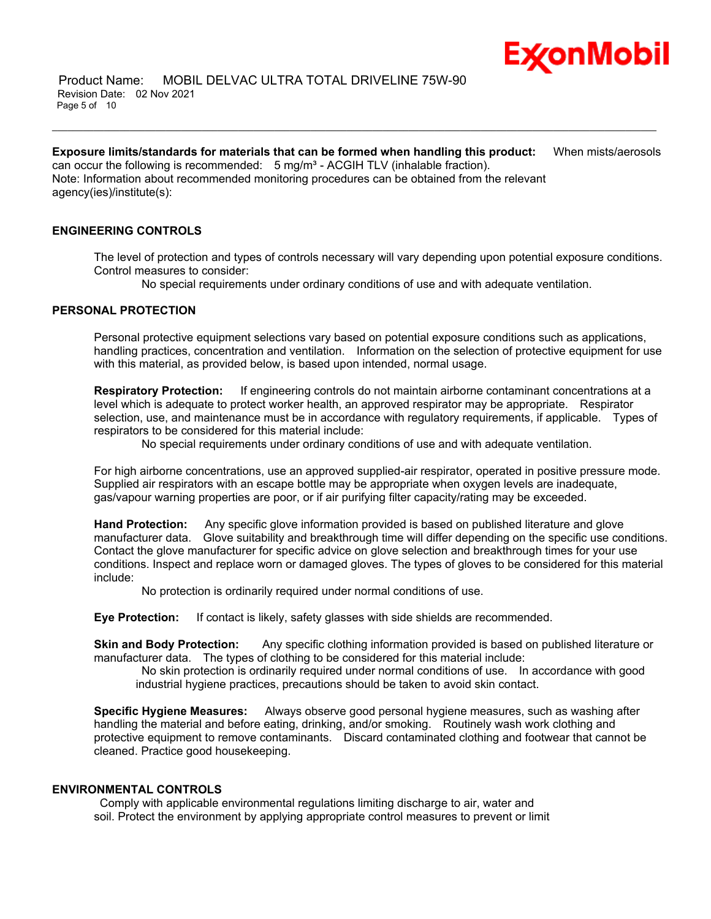**Exposure limits/standards for materials that can be formed when handling this product:** When mists/aerosols can occur the following is recommended: 5 mg/m³ - ACGIH TLV (inhalable fraction).
Note: Information about recommended monitoring procedures can be obtained from the relevant agency(ies)/institute(s):

## ENGINEERING CONTROLS

The level of protection and types of controls necessary will vary depending upon potential exposure conditions. Control measures to consider:

No special requirements under ordinary conditions of use and with adequate ventilation.

## PERSONAL PROTECTION

Personal protective equipment selections vary based on potential exposure conditions such as applications, handling practices, concentration and ventilation. Information on the selection of protective equipment for use with this material, as provided below, is based upon intended, normal usage.

**Respiratory Protection:** If engineering controls do not maintain airborne contaminant concentrations at a level which is adequate to protect worker health, an approved respirator may be appropriate. Respirator selection, use, and maintenance must be in accordance with regulatory requirements, if applicable. Types of respirators to be considered for this material include:

No special requirements under ordinary conditions of use and with adequate ventilation.

For high airborne concentrations, use an approved supplied-air respirator, operated in positive pressure mode. Supplied air respirators with an escape bottle may be appropriate when oxygen levels are inadequate, gas/vapour warning properties are poor, or if air purifying filter capacity/rating may be exceeded.

**Hand Protection:** Any specific glove information provided is based on published literature and glove manufacturer data. Glove suitability and breakthrough time will differ depending on the specific use conditions. Contact the glove manufacturer for specific advice on glove selection and breakthrough times for your use conditions. Inspect and replace worn or damaged gloves. The types of gloves to be considered for this material include:

No protection is ordinarily required under normal conditions of use.

**Eye Protection:** If contact is likely, safety glasses with side shields are recommended.

**Skin and Body Protection:** Any specific clothing information provided is based on published literature or manufacturer data. The types of clothing to be considered for this material include:

No skin protection is ordinarily required under normal conditions of use. In accordance with good industrial hygiene practices, precautions should be taken to avoid skin contact.

**Specific Hygiene Measures:** Always observe good personal hygiene measures, such as washing after handling the material and before eating, drinking, and/or smoking. Routinely wash work clothing and protective equipment to remove contaminants. Discard contaminated clothing and footwear that cannot be cleaned. Practice good housekeeping.

## ENVIRONMENTAL CONTROLS

Comply with applicable environmental regulations limiting discharge to air, water and soil. Protect the environment by applying appropriate control measures to prevent or limit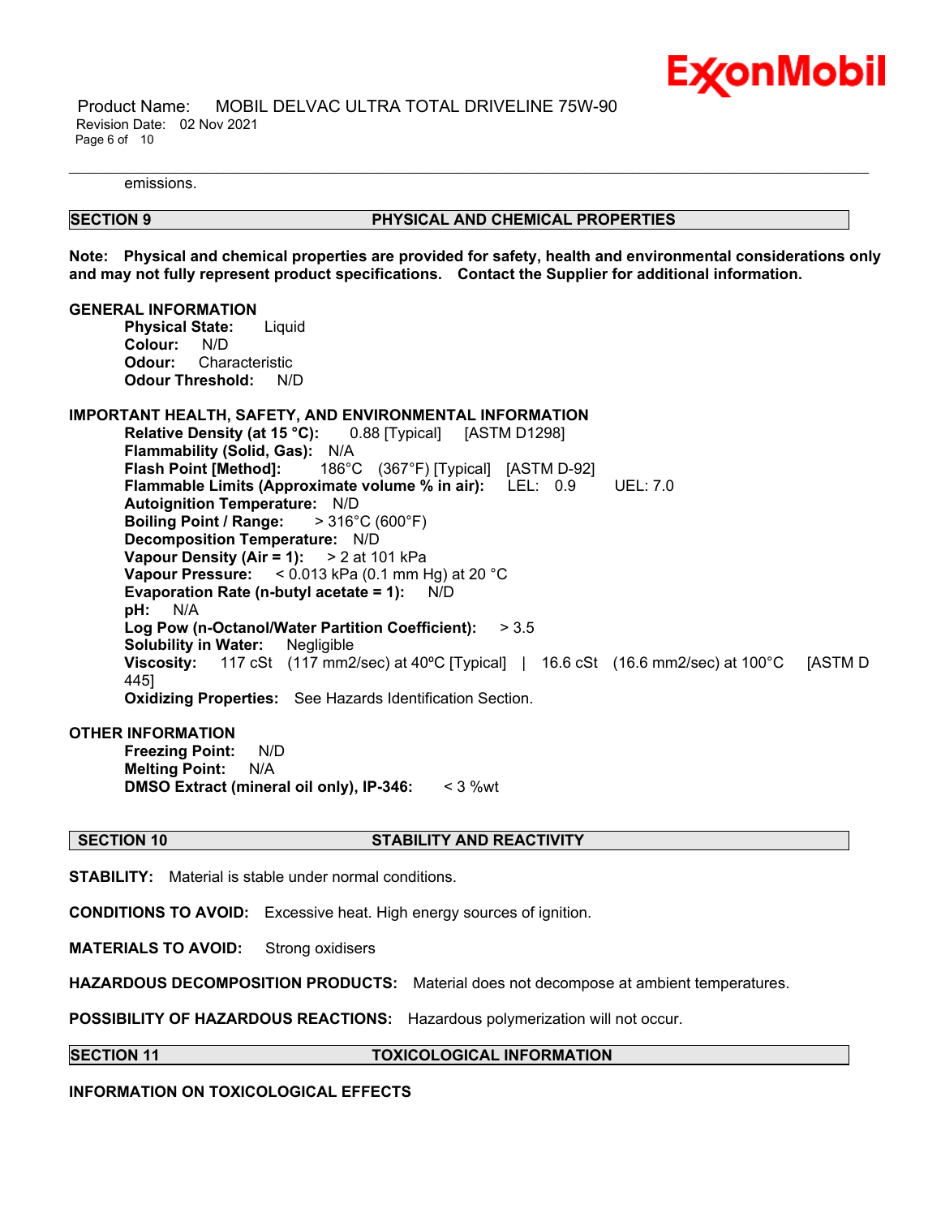emissions.

## SECTION 9 PHYSICAL AND CHEMICAL PROPERTIES

**Note: Physical and chemical properties are provided for safety, health and environmental considerations only and may not fully represent product specifications. Contact the Supplier for additional information.**

### GENERAL INFORMATION

**Physical State:** Liquid
**Colour:** N/D
**Odour:** Characteristic
**Odour Threshold:** N/D

### IMPORTANT HEALTH, SAFETY, AND ENVIRONMENTAL INFORMATION

**Relative Density (at 15 °C):** 0.88 [Typical] [ASTM D1298]
**Flammability (Solid, Gas):** N/A
**Flash Point [Method]:** 186°C (367°F) [Typical] [ASTM D-92]
**Flammable Limits (Approximate volume % in air):** LEL: 0.9 UEL: 7.0
**Autoignition Temperature:** N/D
**Boiling Point / Range:** > 316°C (600°F)
**Decomposition Temperature:** N/D
**Vapour Density (Air = 1):** > 2 at 101 kPa
**Vapour Pressure:** < 0.013 kPa (0.1 mm Hg) at 20 °C
**Evaporation Rate (n-butyl acetate = 1):** N/D
**pH:** N/A
**Log Pow (n-Octanol/Water Partition Coefficient):** > 3.5
**Solubility in Water:** Negligible
**Viscosity:** 117 cSt (117 mm2/sec) at 40ºC [Typical] | 16.6 cSt (16.6 mm2/sec) at 100°C [ASTM D 445]
**Oxidizing Properties:** See Hazards Identification Section.

### OTHER INFORMATION

**Freezing Point:** N/D
**Melting Point:** N/A
**DMSO Extract (mineral oil only), IP-346:** < 3 %wt

## SECTION 10 STABILITY AND REACTIVITY

**STABILITY:** Material is stable under normal conditions.

**CONDITIONS TO AVOID:** Excessive heat. High energy sources of ignition.

**MATERIALS TO AVOID:** Strong oxidisers

**HAZARDOUS DECOMPOSITION PRODUCTS:** Material does not decompose at ambient temperatures.

**POSSIBILITY OF HAZARDOUS REACTIONS:** Hazardous polymerization will not occur.

## SECTION 11 TOXICOLOGICAL INFORMATION

### INFORMATION ON TOXICOLOGICAL EFFECTS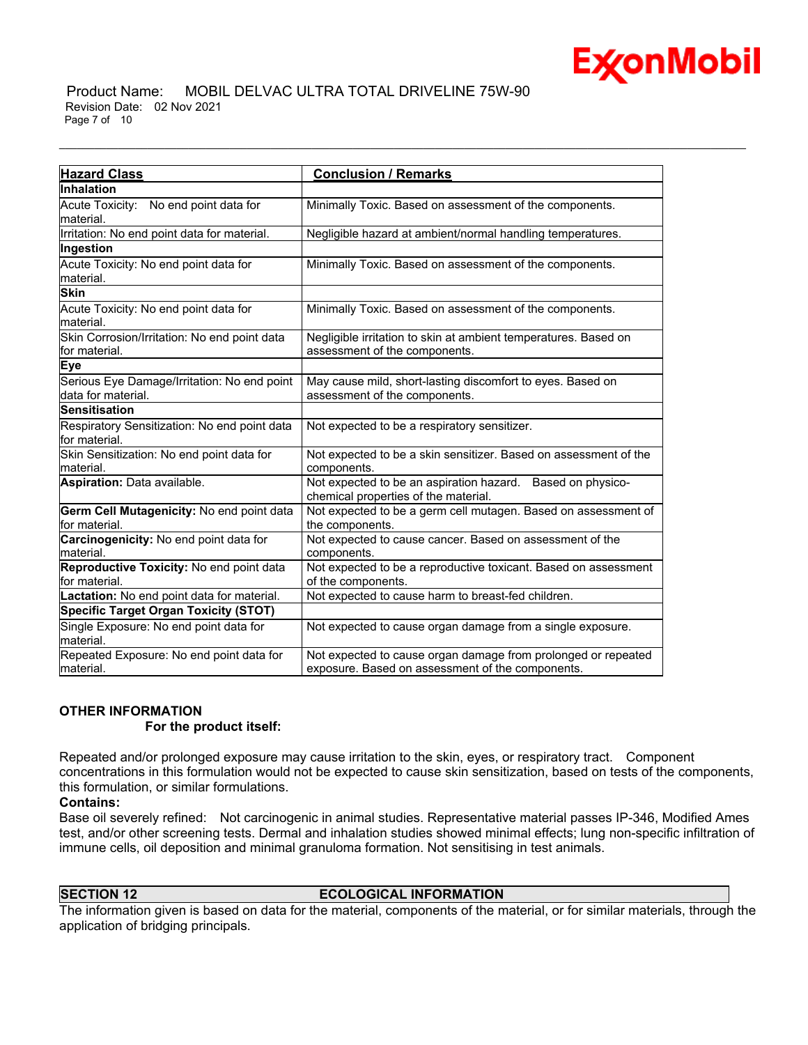| Hazard Class | Conclusion / Remarks |
|---|---|
| **Inhalation** | |
| Acute Toxicity: No end point data for material. | Minimally Toxic. Based on assessment of the components. |
| Irritation: No end point data for material. | Negligible hazard at ambient/normal handling temperatures. |
| **Ingestion** | |
| Acute Toxicity: No end point data for material. | Minimally Toxic. Based on assessment of the components. |
| **Skin** | |
| Acute Toxicity: No end point data for material. | Minimally Toxic. Based on assessment of the components. |
| Skin Corrosion/Irritation: No end point data for material. | Negligible irritation to skin at ambient temperatures. Based on assessment of the components. |
| **Eye** | |
| Serious Eye Damage/Irritation: No end point data for material. | May cause mild, short-lasting discomfort to eyes. Based on assessment of the components. |
| **Sensitisation** | |
| Respiratory Sensitization: No end point data for material. | Not expected to be a respiratory sensitizer. |
| Skin Sensitization: No end point data for material. | Not expected to be a skin sensitizer. Based on assessment of the components. |
| **Aspiration:** Data available. | Not expected to be an aspiration hazard. Based on physico-chemical properties of the material. |
| **Germ Cell Mutagenicity:** No end point data for material. | Not expected to be a germ cell mutagen. Based on assessment of the components. |
| **Carcinogenicity:** No end point data for material. | Not expected to cause cancer. Based on assessment of the components. |
| **Reproductive Toxicity:** No end point data for material. | Not expected to be a reproductive toxicant. Based on assessment of the components. |
| **Lactation:** No end point data for material. | Not expected to cause harm to breast-fed children. |
| **Specific Target Organ Toxicity (STOT)** | |
| Single Exposure: No end point data for material. | Not expected to cause organ damage from a single exposure. |
| Repeated Exposure: No end point data for material. | Not expected to cause organ damage from prolonged or repeated exposure. Based on assessment of the components. |

**OTHER INFORMATION**

**For the product itself:**

Repeated and/or prolonged exposure may cause irritation to the skin, eyes, or respiratory tract. Component concentrations in this formulation would not be expected to cause skin sensitization, based on tests of the components, this formulation, or similar formulations.

**Contains:**

Base oil severely refined: Not carcinogenic in animal studies. Representative material passes IP-346, Modified Ames test, and/or other screening tests. Dermal and inhalation studies showed minimal effects; lung non-specific infiltration of immune cells, oil deposition and minimal granuloma formation. Not sensitising in test animals.

## SECTION 12 ECOLOGICAL INFORMATION

The information given is based on data for the material, components of the material, or for similar materials, through the application of bridging principals.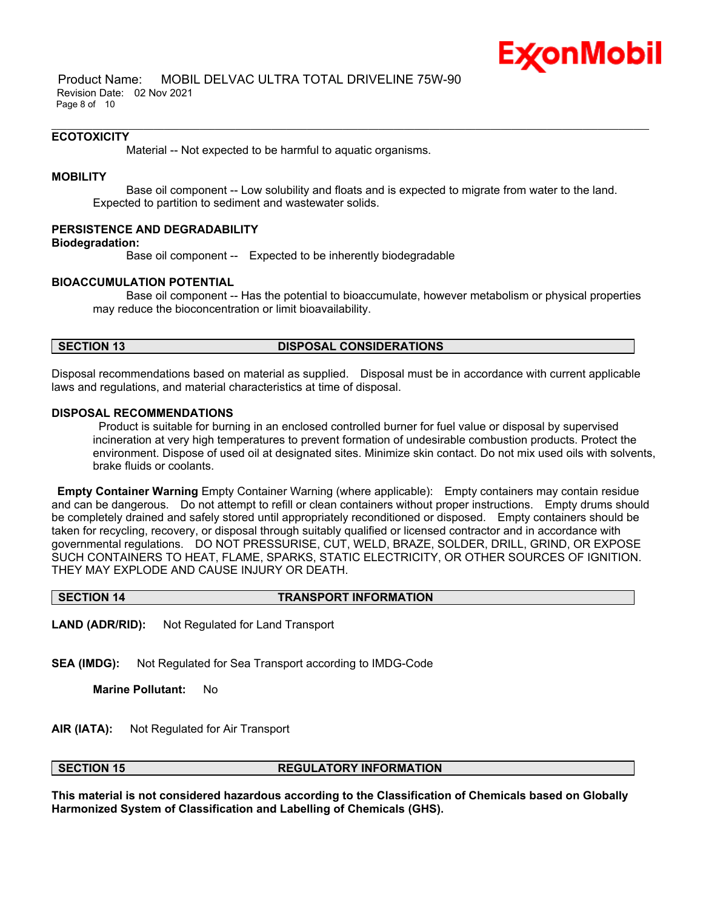### ECOTOXICITY

Material -- Not expected to be harmful to aquatic organisms.

### MOBILITY

Base oil component -- Low solubility and floats and is expected to migrate from water to the land. Expected to partition to sediment and wastewater solids.

### PERSISTENCE AND DEGRADABILITY

**Biodegradation:**

Base oil component -- Expected to be inherently biodegradable

### BIOACCUMULATION POTENTIAL

Base oil component -- Has the potential to bioaccumulate, however metabolism or physical properties may reduce the bioconcentration or limit bioavailability.

## SECTION 13 DISPOSAL CONSIDERATIONS

Disposal recommendations based on material as supplied. Disposal must be in accordance with current applicable laws and regulations, and material characteristics at time of disposal.

### DISPOSAL RECOMMENDATIONS

Product is suitable for burning in an enclosed controlled burner for fuel value or disposal by supervised incineration at very high temperatures to prevent formation of undesirable combustion products. Protect the environment. Dispose of used oil at designated sites. Minimize skin contact. Do not mix used oils with solvents, brake fluids or coolants.

**Empty Container Warning** Empty Container Warning (where applicable): Empty containers may contain residue and can be dangerous. Do not attempt to refill or clean containers without proper instructions. Empty drums should be completely drained and safely stored until appropriately reconditioned or disposed. Empty containers should be taken for recycling, recovery, or disposal through suitably qualified or licensed contractor and in accordance with governmental regulations. DO NOT PRESSURISE, CUT, WELD, BRAZE, SOLDER, DRILL, GRIND, OR EXPOSE SUCH CONTAINERS TO HEAT, FLAME, SPARKS, STATIC ELECTRICITY, OR OTHER SOURCES OF IGNITION. THEY MAY EXPLODE AND CAUSE INJURY OR DEATH.

## SECTION 14 TRANSPORT INFORMATION

**LAND (ADR/RID):** Not Regulated for Land Transport

**SEA (IMDG):** Not Regulated for Sea Transport according to IMDG-Code

**Marine Pollutant:** No

**AIR (IATA):** Not Regulated for Air Transport

## SECTION 15 REGULATORY INFORMATION

**This material is not considered hazardous according to the Classification of Chemicals based on Globally Harmonized System of Classification and Labelling of Chemicals (GHS).**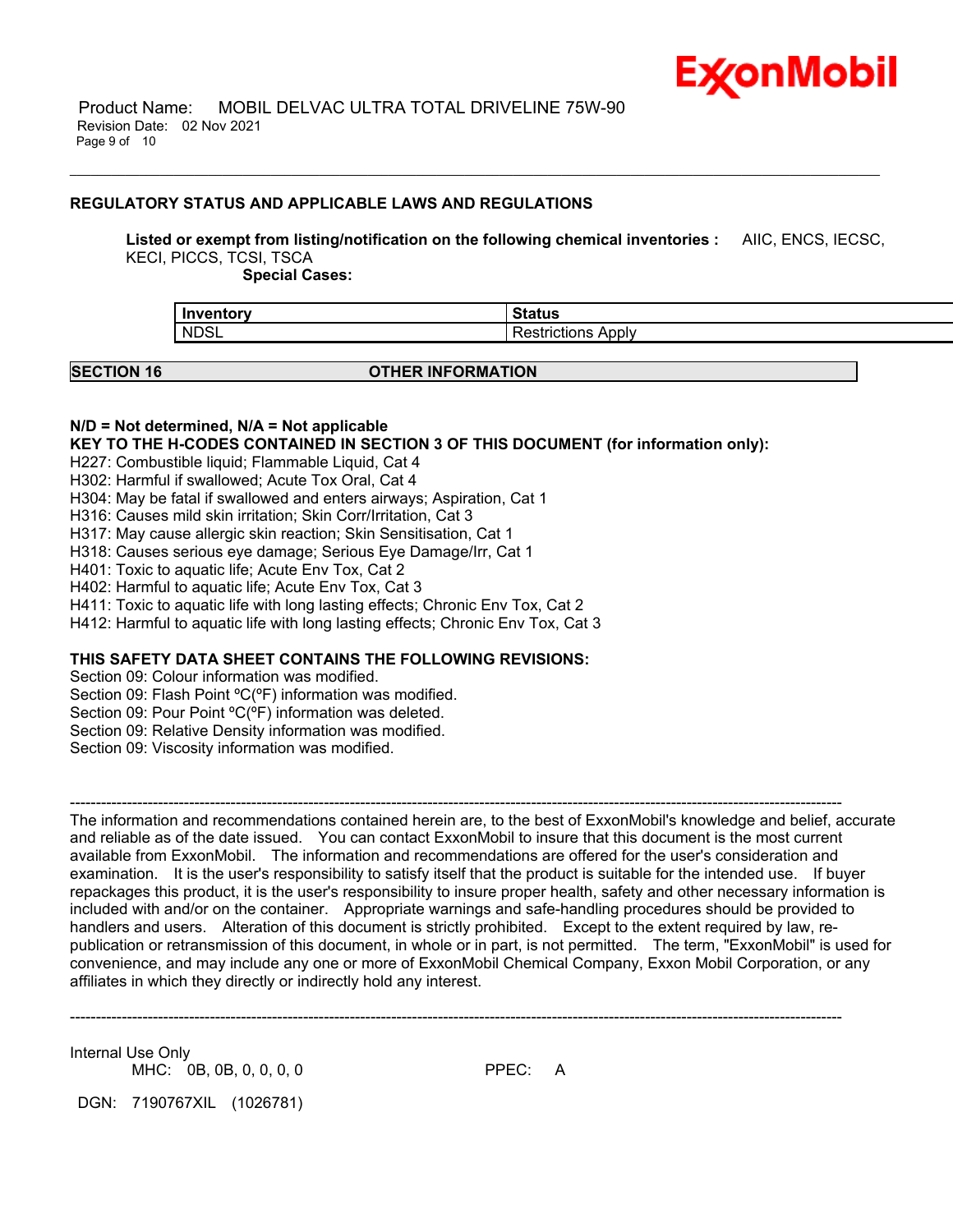## REGULATORY STATUS AND APPLICABLE LAWS AND REGULATIONS

**Listed or exempt from listing/notification on the following chemical inventories :** AIIC, ENCS, IECSC, KECI, PICCS, TCSI, TSCA

**Special Cases:**

| Inventory | Status |
|---|---|
| NDSL | Restrictions Apply |

## SECTION 16 OTHER INFORMATION

**N/D = Not determined, N/A = Not applicable**

**KEY TO THE H-CODES CONTAINED IN SECTION 3 OF THIS DOCUMENT (for information only):**

H227: Combustible liquid; Flammable Liquid, Cat 4
H302: Harmful if swallowed; Acute Tox Oral, Cat 4
H304: May be fatal if swallowed and enters airways; Aspiration, Cat 1
H316: Causes mild skin irritation; Skin Corr/Irritation, Cat 3
H317: May cause allergic skin reaction; Skin Sensitisation, Cat 1
H318: Causes serious eye damage; Serious Eye Damage/Irr, Cat 1
H401: Toxic to aquatic life; Acute Env Tox, Cat 2
H402: Harmful to aquatic life; Acute Env Tox, Cat 3
H411: Toxic to aquatic life with long lasting effects; Chronic Env Tox, Cat 2
H412: Harmful to aquatic life with long lasting effects; Chronic Env Tox, Cat 3

**THIS SAFETY DATA SHEET CONTAINS THE FOLLOWING REVISIONS:**

Section 09: Colour information was modified.
Section 09: Flash Point ºC(ºF) information was modified.
Section 09: Pour Point ºC(ºF) information was deleted.
Section 09: Relative Density information was modified.
Section 09: Viscosity information was modified.

-----------------------------------------------------------------------------------------------------------------------------------------------

The information and recommendations contained herein are, to the best of ExxonMobil's knowledge and belief, accurate and reliable as of the date issued. You can contact ExxonMobil to insure that this document is the most current available from ExxonMobil. The information and recommendations are offered for the user's consideration and examination. It is the user's responsibility to satisfy itself that the product is suitable for the intended use. If buyer repackages this product, it is the user's responsibility to insure proper health, safety and other necessary information is included with and/or on the container. Appropriate warnings and safe-handling procedures should be provided to handlers and users. Alteration of this document is strictly prohibited. Except to the extent required by law, re-publication or retransmission of this document, in whole or in part, is not permitted. The term, "ExxonMobil" is used for convenience, and may include any one or more of ExxonMobil Chemical Company, Exxon Mobil Corporation, or any affiliates in which they directly or indirectly hold any interest.

-----------------------------------------------------------------------------------------------------------------------------------------------

Internal Use Only

MHC: 0B, 0B, 0, 0, 0, 0 PPEC: A

DGN: 7190767XIL (1026781)